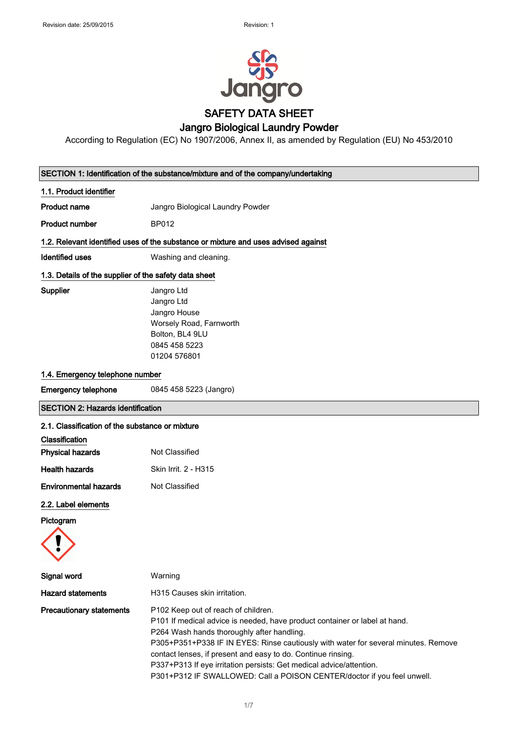Revision date: 25/09/2015 Revision: 1

# SAFETY DATA SHEET

## Jangro Biological Laundry Powder

According to Regulation (EC) No 1907/2006, Annex II, as amended by Regulation (EU) No 453/2010

## SECTION 1: Identification of the substance/mixture and of the company/undertaking

### 1.1. Product identifier

**Product name** Jangro Biological Laundry Powder

**Product number** BP012

### 1.2. Relevant identified uses of the substance or mixture and uses advised against

**Identified uses** Washing and cleaning.

### 1.3. Details of the supplier of the safety data sheet

**Supplier**
Jangro Ltd
Jangro Ltd
Jangro House
Worsely Road, Farnworth
Bolton, BL4 9LU
0845 458 5223
01204 576801

### 1.4. Emergency telephone number

**Emergency telephone** 0845 458 5223 (Jangro)

## SECTION 2: Hazards identification

### 2.1. Classification of the substance or mixture

**Classification**

**Physical hazards** Not Classified

**Health hazards** Skin Irrit. 2 - H315

**Environmental hazards** Not Classified

### 2.2. Label elements

**Pictogram**

**Signal word** Warning

**Hazard statements** H315 Causes skin irritation.

**Precautionary statements**
P102 Keep out of reach of children.
P101 If medical advice is needed, have product container or label at hand.
P264 Wash hands thoroughly after handling.
P305+P351+P338 IF IN EYES: Rinse cautiously with water for several minutes. Remove contact lenses, if present and easy to do. Continue rinsing.
P337+P313 If eye irritation persists: Get medical advice/attention.
P301+P312 IF SWALLOWED: Call a POISON CENTER/doctor if you feel unwell.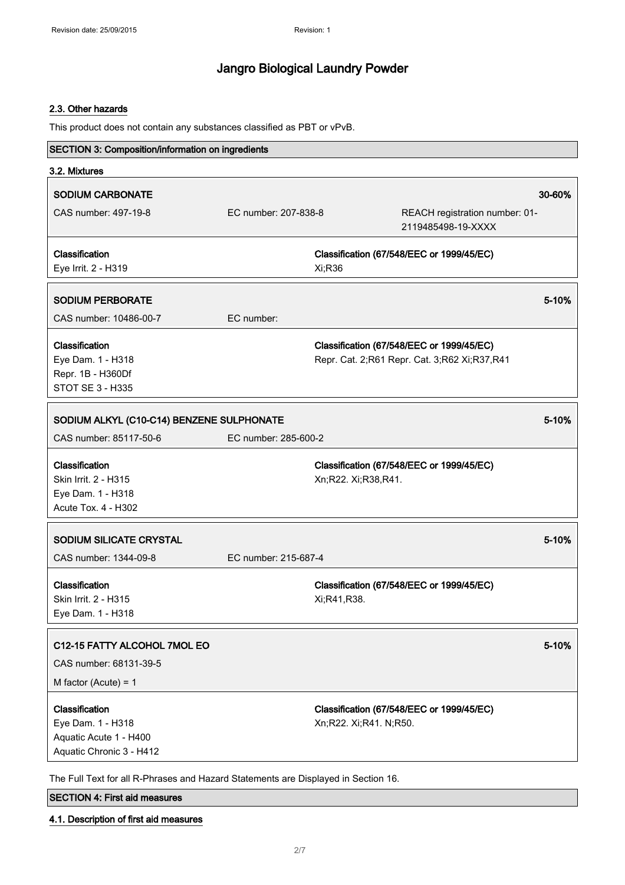## 2.3. Other hazards

This product does not contain any substances classified as PBT or vPvB.

## SECTION 3: Composition/information on ingredients

### 3.2. Mixtures

**SODIUM CARBONATE** 30-60%

CAS number: 497-19-8 | EC number: 207-838-8 | REACH registration number: 01-2119485498-19-XXXX

**Classification**
Eye Irrit. 2 - H319

**Classification (67/548/EEC or 1999/45/EC)**
Xi;R36

---

**SODIUM PERBORATE** 5-10%

CAS number: 10486-00-7 | EC number:

**Classification**
Eye Dam. 1 - H318
Repr. 1B - H360Df
STOT SE 3 - H335

**Classification (67/548/EEC or 1999/45/EC)**
Repr. Cat. 2;R61 Repr. Cat. 3;R62 Xi;R37,R41

---

**SODIUM ALKYL (C10-C14) BENZENE SULPHONATE** 5-10%

CAS number: 85117-50-6 | EC number: 285-600-2

**Classification**
Skin Irrit. 2 - H315
Eye Dam. 1 - H318
Acute Tox. 4 - H302

**Classification (67/548/EEC or 1999/45/EC)**
Xn;R22. Xi;R38,R41.

---

**SODIUM SILICATE CRYSTAL** 5-10%

CAS number: 1344-09-8 | EC number: 215-687-4

**Classification**
Skin Irrit. 2 - H315
Eye Dam. 1 - H318

**Classification (67/548/EEC or 1999/45/EC)**
Xi;R41,R38.

---

**C12-15 FATTY ALCOHOL 7MOL EO** 5-10%

CAS number: 68131-39-5

M factor (Acute) = 1

**Classification**
Eye Dam. 1 - H318
Aquatic Acute 1 - H400
Aquatic Chronic 3 - H412

**Classification (67/548/EEC or 1999/45/EC)**
Xn;R22. Xi;R41. N;R50.

---

The Full Text for all R-Phrases and Hazard Statements are Displayed in Section 16.

## SECTION 4: First aid measures

### 4.1. Description of first aid measures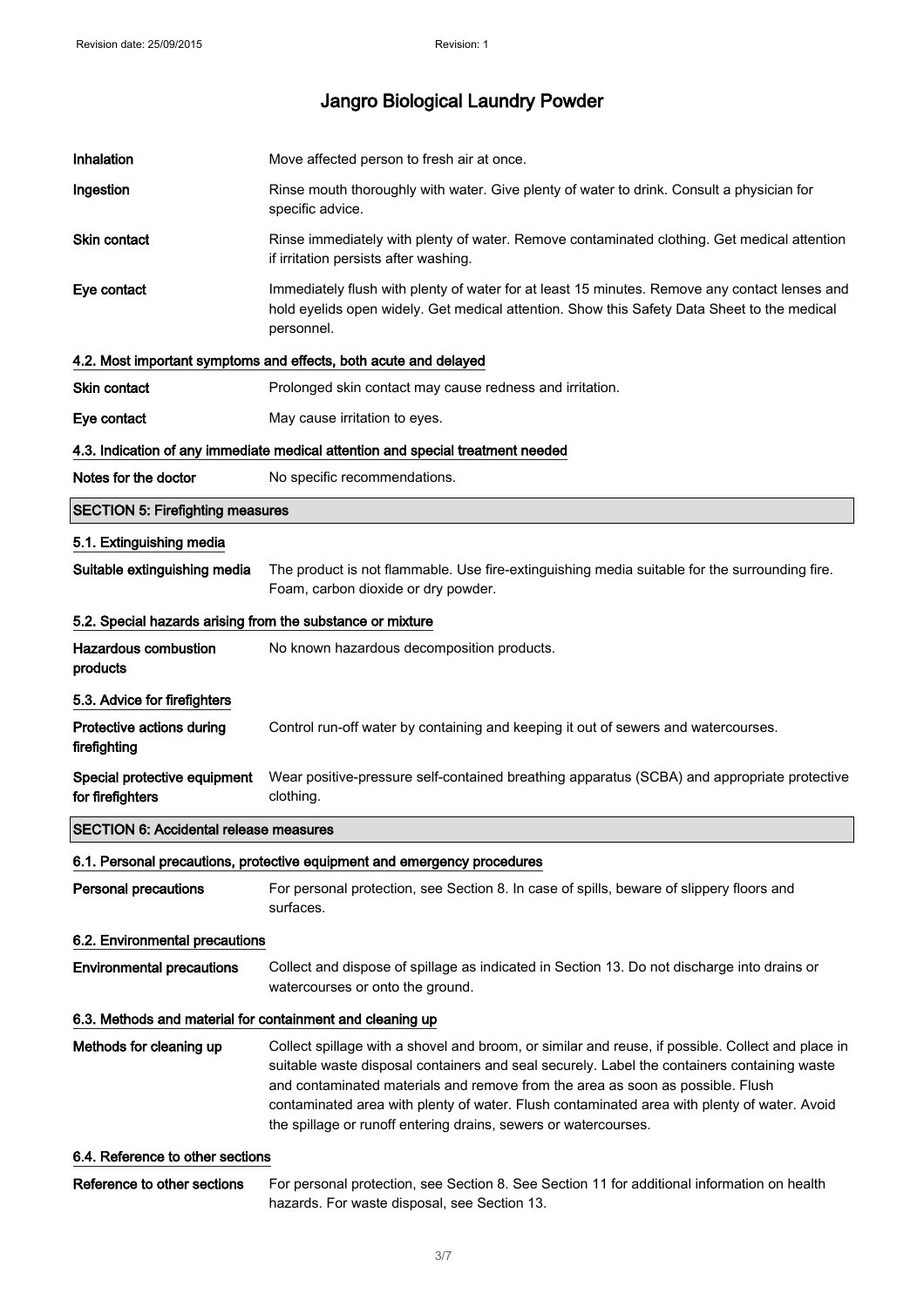| | |
|---|---|
| **Inhalation** | Move affected person to fresh air at once. |
| **Ingestion** | Rinse mouth thoroughly with water. Give plenty of water to drink. Consult a physician for specific advice. |
| **Skin contact** | Rinse immediately with plenty of water. Remove contaminated clothing. Get medical attention if irritation persists after washing. |
| **Eye contact** | Immediately flush with plenty of water for at least 15 minutes. Remove any contact lenses and hold eyelids open widely. Get medical attention. Show this Safety Data Sheet to the medical personnel. |

### 4.2. Most important symptoms and effects, both acute and delayed

| | |
|---|---|
| **Skin contact** | Prolonged skin contact may cause redness and irritation. |
| **Eye contact** | May cause irritation to eyes. |

### 4.3. Indication of any immediate medical attention and special treatment needed

| | |
|---|---|
| **Notes for the doctor** | No specific recommendations. |

## SECTION 5: Firefighting measures

### 5.1. Extinguishing media

| | |
|---|---|
| **Suitable extinguishing media** | The product is not flammable. Use fire-extinguishing media suitable for the surrounding fire. Foam, carbon dioxide or dry powder. |

### 5.2. Special hazards arising from the substance or mixture

| | |
|---|---|
| **Hazardous combustion products** | No known hazardous decomposition products. |

### 5.3. Advice for firefighters

| | |
|---|---|
| **Protective actions during firefighting** | Control run-off water by containing and keeping it out of sewers and watercourses. |
| **Special protective equipment for firefighters** | Wear positive-pressure self-contained breathing apparatus (SCBA) and appropriate protective clothing. |

## SECTION 6: Accidental release measures

### 6.1. Personal precautions, protective equipment and emergency procedures

| | |
|---|---|
| **Personal precautions** | For personal protection, see Section 8. In case of spills, beware of slippery floors and surfaces. |

### 6.2. Environmental precautions

| | |
|---|---|
| **Environmental precautions** | Collect and dispose of spillage as indicated in Section 13. Do not discharge into drains or watercourses or onto the ground. |

### 6.3. Methods and material for containment and cleaning up

| | |
|---|---|
| **Methods for cleaning up** | Collect spillage with a shovel and broom, or similar and reuse, if possible. Collect and place in suitable waste disposal containers and seal securely. Label the containers containing waste and contaminated materials and remove from the area as soon as possible. Flush contaminated area with plenty of water. Flush contaminated area with plenty of water. Avoid the spillage or runoff entering drains, sewers or watercourses. |

### 6.4. Reference to other sections

| | |
|---|---|
| **Reference to other sections** | For personal protection, see Section 8. See Section 11 for additional information on health hazards. For waste disposal, see Section 13. |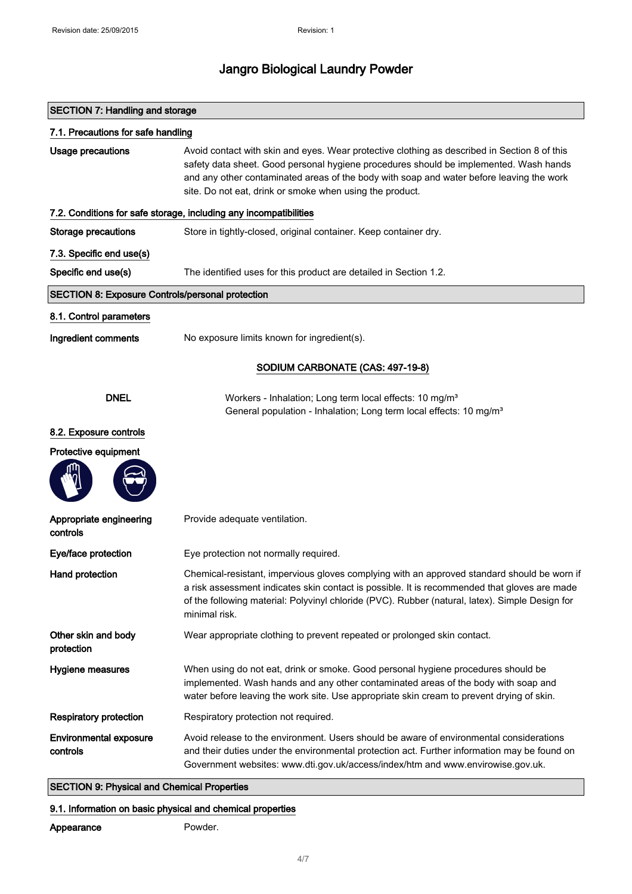# Jangro Biological Laundry Powder

## SECTION 7: Handling and storage

### 7.1. Precautions for safe handling

**Usage precautions**
Avoid contact with skin and eyes. Wear protective clothing as described in Section 8 of this safety data sheet. Good personal hygiene procedures should be implemented. Wash hands and any other contaminated areas of the body with soap and water before leaving the work site. Do not eat, drink or smoke when using the product.

### 7.2. Conditions for safe storage, including any incompatibilities

**Storage precautions**
Store in tightly-closed, original container. Keep container dry.

### 7.3. Specific end use(s)

**Specific end use(s)**
The identified uses for this product are detailed in Section 1.2.

## SECTION 8: Exposure Controls/personal protection

### 8.1. Control parameters

**Ingredient comments**
No exposure limits known for ingredient(s).

**SODIUM CARBONATE (CAS: 497-19-8)**

**DNEL**
Workers - Inhalation; Long term local effects: 10 mg/m³
General population - Inhalation; Long term local effects: 10 mg/m³

### 8.2. Exposure controls

**Protective equipment**

**Appropriate engineering controls**
Provide adequate ventilation.

**Eye/face protection**
Eye protection not normally required.

**Hand protection**
Chemical-resistant, impervious gloves complying with an approved standard should be worn if a risk assessment indicates skin contact is possible. It is recommended that gloves are made of the following material: Polyvinyl chloride (PVC). Rubber (natural, latex). Simple Design for minimal risk.

**Other skin and body protection**
Wear appropriate clothing to prevent repeated or prolonged skin contact.

**Hygiene measures**
When using do not eat, drink or smoke. Good personal hygiene procedures should be implemented. Wash hands and any other contaminated areas of the body with soap and water before leaving the work site. Use appropriate skin cream to prevent drying of skin.

**Respiratory protection**
Respiratory protection not required.

**Environmental exposure controls**
Avoid release to the environment. Users should be aware of environmental considerations and their duties under the environmental protection act. Further information may be found on Government websites: www.dti.gov.uk/access/index/htm and www.envirowise.gov.uk.

## SECTION 9: Physical and Chemical Properties

### 9.1. Information on basic physical and chemical properties

**Appearance**
Powder.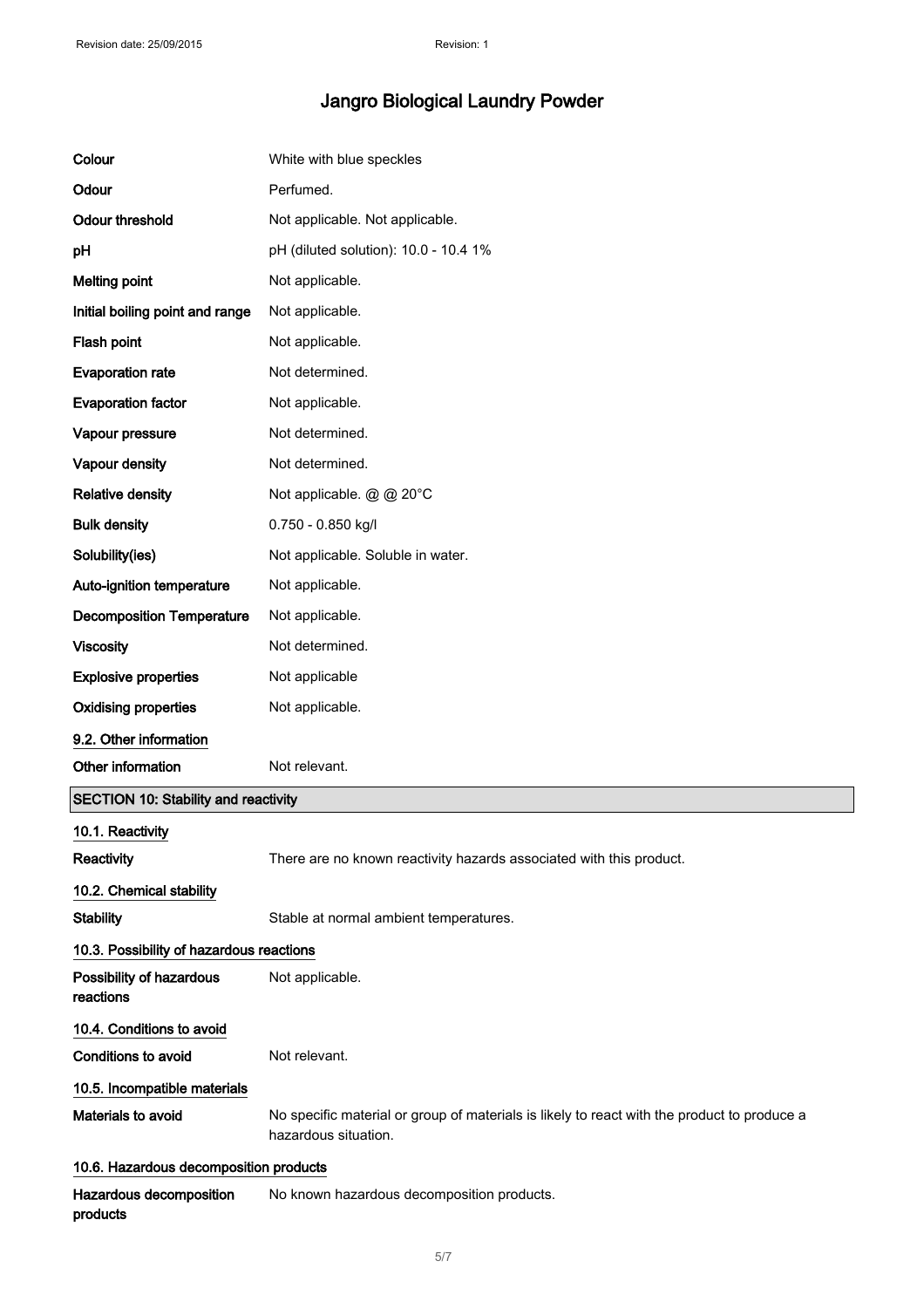# Jangro Biological Laundry Powder

| | |
|---|---|
| **Colour** | White with blue speckles |
| **Odour** | Perfumed. |
| **Odour threshold** | Not applicable. Not applicable. |
| **pH** | pH (diluted solution): 10.0 - 10.4 1% |
| **Melting point** | Not applicable. |
| **Initial boiling point and range** | Not applicable. |
| **Flash point** | Not applicable. |
| **Evaporation rate** | Not determined. |
| **Evaporation factor** | Not applicable. |
| **Vapour pressure** | Not determined. |
| **Vapour density** | Not determined. |
| **Relative density** | Not applicable. @ @ 20°C |
| **Bulk density** | 0.750 - 0.850 kg/l |
| **Solubility(ies)** | Not applicable. Soluble in water. |
| **Auto-ignition temperature** | Not applicable. |
| **Decomposition Temperature** | Not applicable. |
| **Viscosity** | Not determined. |
| **Explosive properties** | Not applicable |
| **Oxidising properties** | Not applicable. |

### 9.2. Other information

**Other information** Not relevant.

## SECTION 10: Stability and reactivity

### 10.1. Reactivity

**Reactivity** There are no known reactivity hazards associated with this product.

### 10.2. Chemical stability

**Stability** Stable at normal ambient temperatures.

### 10.3. Possibility of hazardous reactions

**Possibility of hazardous reactions** Not applicable.

### 10.4. Conditions to avoid

**Conditions to avoid** Not relevant.

### 10.5. Incompatible materials

**Materials to avoid** No specific material or group of materials is likely to react with the product to produce a hazardous situation.

### 10.6. Hazardous decomposition products

**Hazardous decomposition products** No known hazardous decomposition products.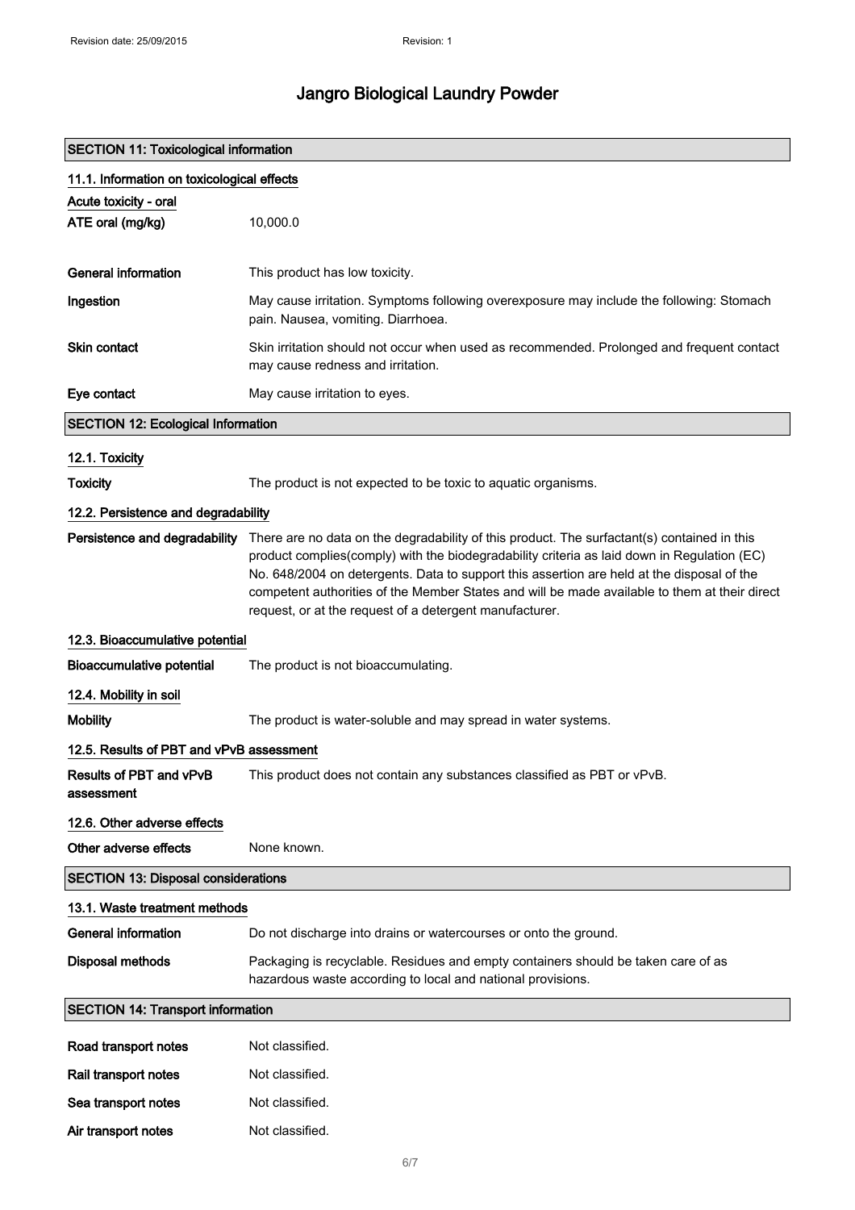# Jangro Biological Laundry Powder

## SECTION 11: Toxicological information

### 11.1. Information on toxicological effects

**Acute toxicity - oral**

**ATE oral (mg/kg)** 10,000.0

**General information** This product has low toxicity.

**Ingestion** May cause irritation. Symptoms following overexposure may include the following: Stomach pain. Nausea, vomiting. Diarrhoea.

**Skin contact** Skin irritation should not occur when used as recommended. Prolonged and frequent contact may cause redness and irritation.

**Eye contact** May cause irritation to eyes.

## SECTION 12: Ecological Information

### 12.1. Toxicity

**Toxicity** The product is not expected to be toxic to aquatic organisms.

### 12.2. Persistence and degradability

**Persistence and degradability** There are no data on the degradability of this product. The surfactant(s) contained in this product complies(comply) with the biodegradability criteria as laid down in Regulation (EC) No. 648/2004 on detergents. Data to support this assertion are held at the disposal of the competent authorities of the Member States and will be made available to them at their direct request, or at the request of a detergent manufacturer.

### 12.3. Bioaccumulative potential

**Bioaccumulative potential** The product is not bioaccumulating.

### 12.4. Mobility in soil

**Mobility** The product is water-soluble and may spread in water systems.

### 12.5. Results of PBT and vPvB assessment

**Results of PBT and vPvB assessment** This product does not contain any substances classified as PBT or vPvB.

### 12.6. Other adverse effects

**Other adverse effects** None known.

## SECTION 13: Disposal considerations

### 13.1. Waste treatment methods

**General information** Do not discharge into drains or watercourses or onto the ground.

**Disposal methods** Packaging is recyclable. Residues and empty containers should be taken care of as hazardous waste according to local and national provisions.

## SECTION 14: Transport information

**Road transport notes** Not classified.

**Rail transport notes** Not classified.

**Sea transport notes** Not classified.

**Air transport notes** Not classified.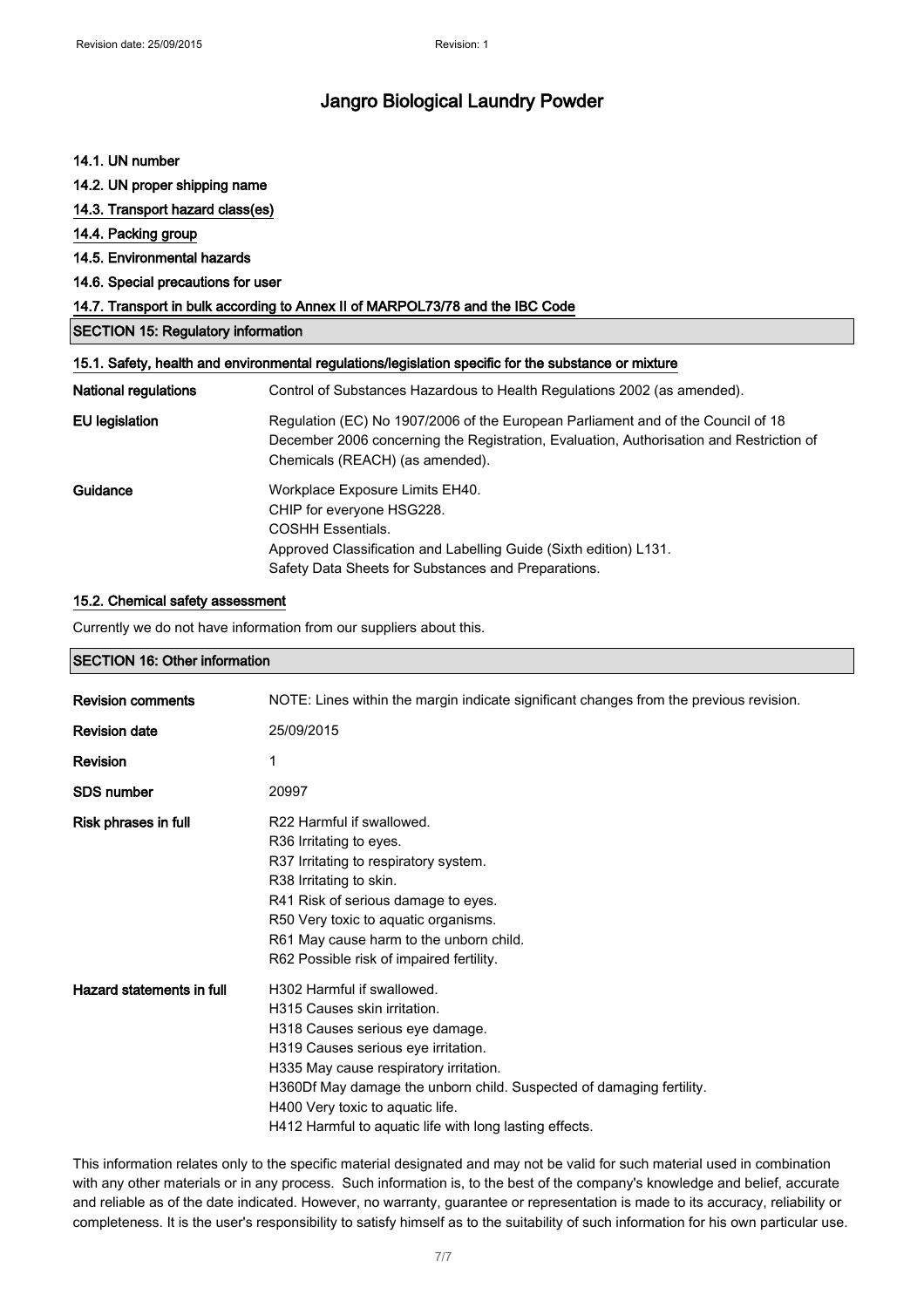# Jangro Biological Laundry Powder

**14.1. UN number**

**14.2. UN proper shipping name**

**14.3. Transport hazard class(es)**

**14.4. Packing group**

**14.5. Environmental hazards**

**14.6. Special precautions for user**

**14.7. Transport in bulk according to Annex II of MARPOL73/78 and the IBC Code**

## SECTION 15: Regulatory information

### 15.1. Safety, health and environmental regulations/legislation specific for the substance or mixture

| | |
|---|---|
| **National regulations** | Control of Substances Hazardous to Health Regulations 2002 (as amended). |
| **EU legislation** | Regulation (EC) No 1907/2006 of the European Parliament and of the Council of 18 December 2006 concerning the Registration, Evaluation, Authorisation and Restriction of Chemicals (REACH) (as amended). |
| **Guidance** | Workplace Exposure Limits EH40.<br>CHIP for everyone HSG228.<br>COSHH Essentials.<br>Approved Classification and Labelling Guide (Sixth edition) L131.<br>Safety Data Sheets for Substances and Preparations. |

### 15.2. Chemical safety assessment

Currently we do not have information from our suppliers about this.

## SECTION 16: Other information

| | |
|---|---|
| **Revision comments** | NOTE: Lines within the margin indicate significant changes from the previous revision. |
| **Revision date** | 25/09/2015 |
| **Revision** | 1 |
| **SDS number** | 20997 |
| **Risk phrases in full** | R22 Harmful if swallowed.<br>R36 Irritating to eyes.<br>R37 Irritating to respiratory system.<br>R38 Irritating to skin.<br>R41 Risk of serious damage to eyes.<br>R50 Very toxic to aquatic organisms.<br>R61 May cause harm to the unborn child.<br>R62 Possible risk of impaired fertility. |
| **Hazard statements in full** | H302 Harmful if swallowed.<br>H315 Causes skin irritation.<br>H318 Causes serious eye damage.<br>H319 Causes serious eye irritation.<br>H335 May cause respiratory irritation.<br>H360Df May damage the unborn child. Suspected of damaging fertility.<br>H400 Very toxic to aquatic life.<br>H412 Harmful to aquatic life with long lasting effects. |

This information relates only to the specific material designated and may not be valid for such material used in combination with any other materials or in any process. Such information is, to the best of the company's knowledge and belief, accurate and reliable as of the date indicated. However, no warranty, guarantee or representation is made to its accuracy, reliability or completeness. It is the user's responsibility to satisfy himself as to the suitability of such information for his own particular use.